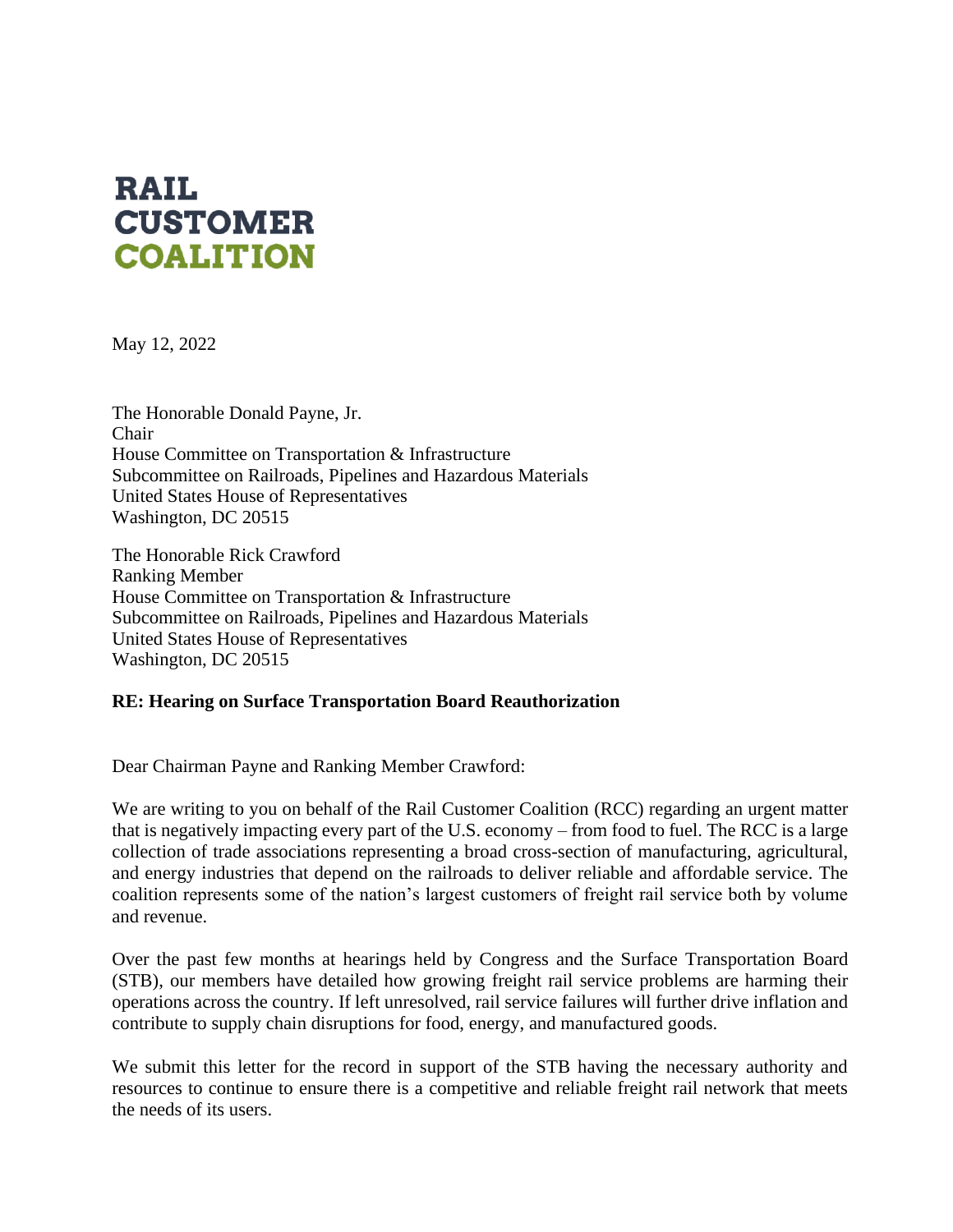**RAIL CUSTOMER COALITION**

May 12, 2022

The Honorable Donald Payne, Jr.
Chair
House Committee on Transportation & Infrastructure
Subcommittee on Railroads, Pipelines and Hazardous Materials
United States House of Representatives
Washington, DC 20515

The Honorable Rick Crawford
Ranking Member
House Committee on Transportation & Infrastructure
Subcommittee on Railroads, Pipelines and Hazardous Materials
United States House of Representatives
Washington, DC 20515

**RE: Hearing on Surface Transportation Board Reauthorization**

Dear Chairman Payne and Ranking Member Crawford:

We are writing to you on behalf of the Rail Customer Coalition (RCC) regarding an urgent matter that is negatively impacting every part of the U.S. economy – from food to fuel. The RCC is a large collection of trade associations representing a broad cross-section of manufacturing, agricultural, and energy industries that depend on the railroads to deliver reliable and affordable service. The coalition represents some of the nation's largest customers of freight rail service both by volume and revenue.

Over the past few months at hearings held by Congress and the Surface Transportation Board (STB), our members have detailed how growing freight rail service problems are harming their operations across the country. If left unresolved, rail service failures will further drive inflation and contribute to supply chain disruptions for food, energy, and manufactured goods.

We submit this letter for the record in support of the STB having the necessary authority and resources to continue to ensure there is a competitive and reliable freight rail network that meets the needs of its users.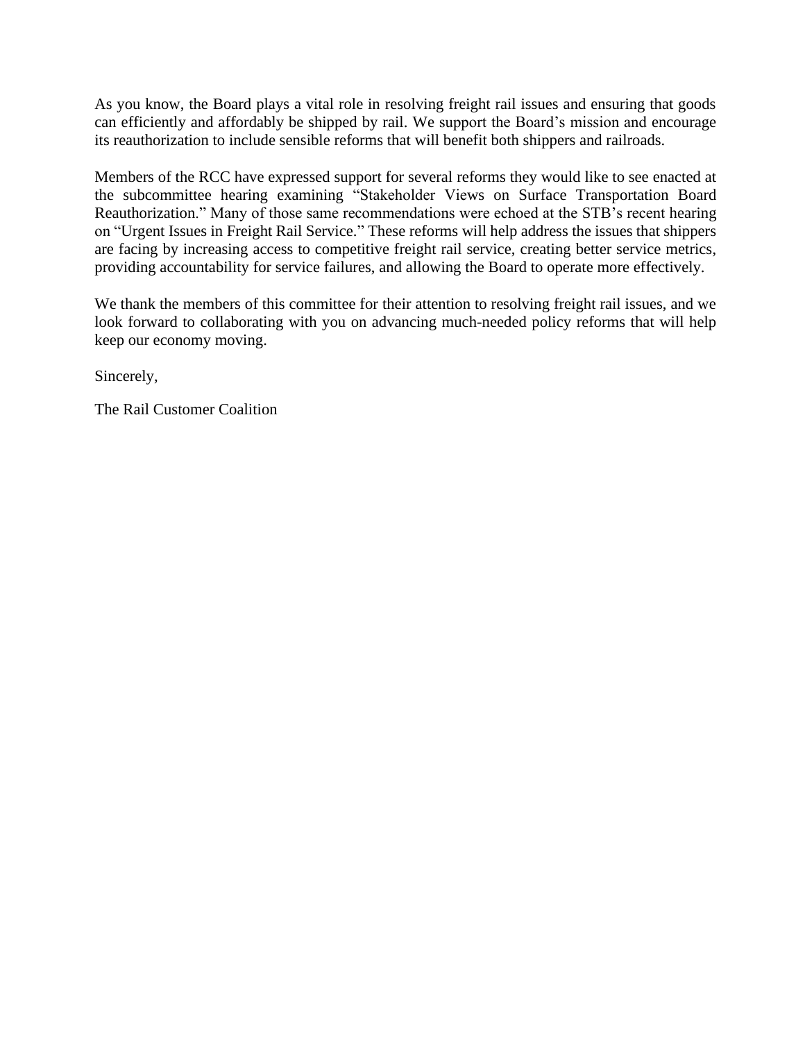As you know, the Board plays a vital role in resolving freight rail issues and ensuring that goods can efficiently and affordably be shipped by rail. We support the Board's mission and encourage its reauthorization to include sensible reforms that will benefit both shippers and railroads.

Members of the RCC have expressed support for several reforms they would like to see enacted at the subcommittee hearing examining "Stakeholder Views on Surface Transportation Board Reauthorization." Many of those same recommendations were echoed at the STB's recent hearing on "Urgent Issues in Freight Rail Service." These reforms will help address the issues that shippers are facing by increasing access to competitive freight rail service, creating better service metrics, providing accountability for service failures, and allowing the Board to operate more effectively.

We thank the members of this committee for their attention to resolving freight rail issues, and we look forward to collaborating with you on advancing much-needed policy reforms that will help keep our economy moving.

Sincerely,

The Rail Customer Coalition